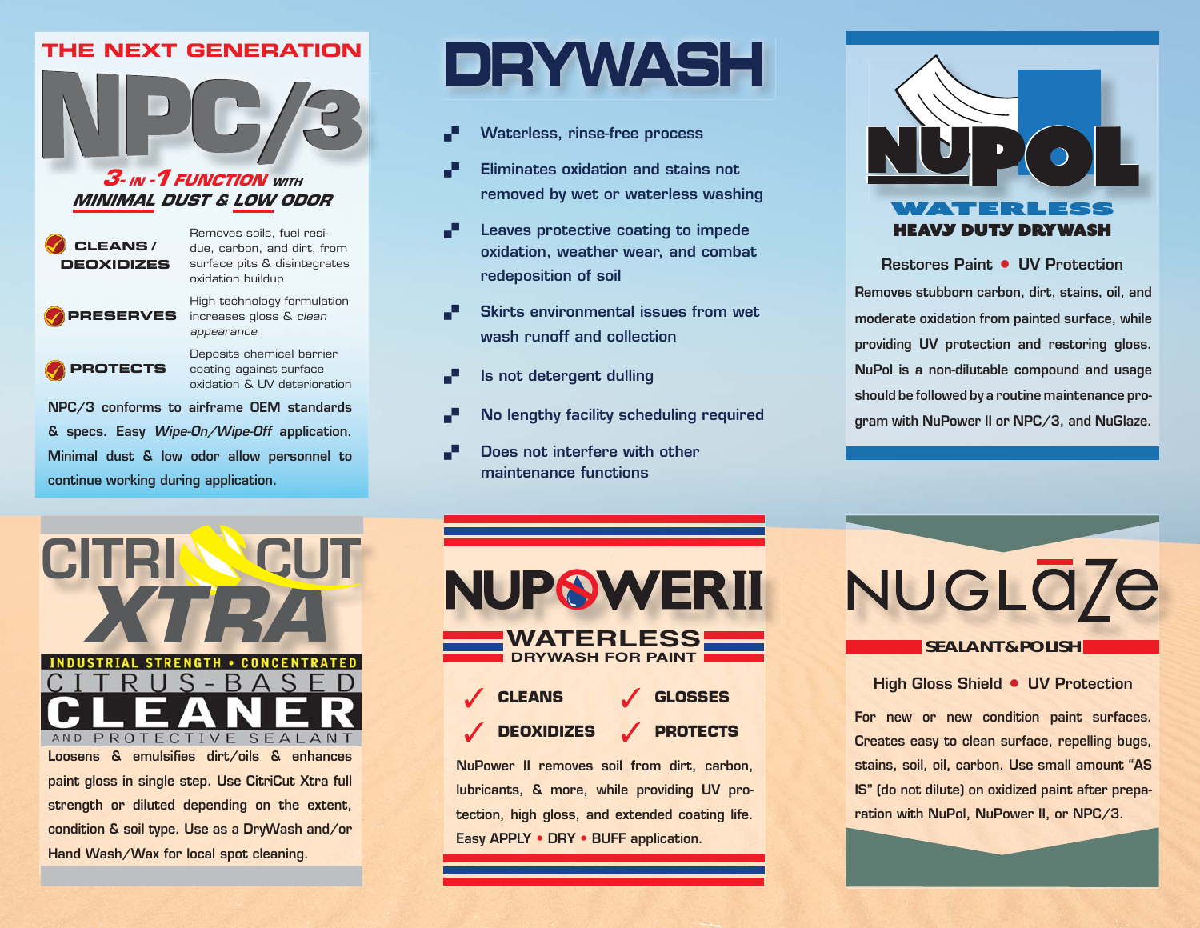## THE NEXT GENERATION

# NPC/3

***3-IN-1 FUNCTION WITH MINIMAL DUST & LOW ODOR***

**CLEANS / DEOXIDIZES** — Removes soils, fuel residue, carbon, and dirt, from surface pits & disintegrates oxidation buildup

**PRESERVES** — High technology formulation increases gloss & *clean appearance*

**PROTECTS** — Deposits chemical barrier coating against surface oxidation & UV deterioration

NPC/3 conforms to airframe OEM standards & specs. Easy *Wipe-On/Wipe-Off* application. Minimal dust & low odor allow personnel to continue working during application.

# DRYWASH

- Waterless, rinse-free process
- Eliminates oxidation and stains not removed by wet or waterless washing
- Leaves protective coating to impede oxidation, weather wear, and combat redeposition of soil
- Skirts environmental issues from wet wash runoff and collection
- Is not detergent dulling
- No lengthy facility scheduling required
- Does not interfere with other maintenance functions

# NUPOL

## WATERLESS HEAVY DUTY DRYWASH

**Restores Paint • UV Protection**

Removes stubborn carbon, dirt, stains, oil, and moderate oxidation from painted surface, while providing UV protection and restoring gloss. NuPol is a non-dilutable compound and usage should be followed by a routine maintenance program with NuPower II or NPC/3, and NuGlaze.

# CITRI CUT XTRA

**INDUSTRIAL STRENGTH • CONCENTRATED**

**CITRUS-BASED CLEANER AND PROTECTIVE SEALANT**

Loosens & emulsifies dirt/oils & enhances paint gloss in single step. Use CitriCut Xtra full strength or diluted depending on the extent, condition & soil type. Use as a DryWash and/or Hand Wash/Wax for local spot cleaning.

# NUPOWER II

## WATERLESS DRYWASH FOR PAINT

- ✓ CLEANS
- ✓ GLOSSES
- ✓ DEOXIDIZES
- ✓ PROTECTS

NuPower II removes soil from dirt, carbon, lubricants, & more, while providing UV protection, high gloss, and extended coating life. Easy APPLY • DRY • BUFF application.

# NUGLāZe

## SEALANT & POLISH

**High Gloss Shield • UV Protection**

For new or new condition paint surfaces. Creates easy to clean surface, repelling bugs, stains, soil, oil, carbon. Use small amount "AS IS" (do not dilute) on oxidized paint after preparation with NuPol, NuPower II, or NPC/3.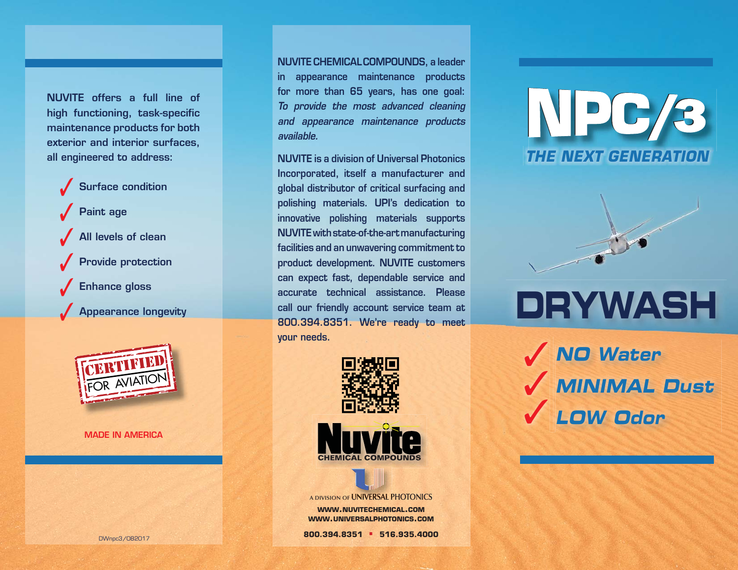NUVITE offers a full line of high functioning, task-specific maintenance products for both exterior and interior surfaces, all engineered to address:

- Surface condition
- Paint age
- All levels of clean
- Provide protection
- Enhance gloss
- Appearance longevity

CERTIFIED FOR AVIATION

MADE IN AMERICA

DWnpc3/082017

**NUVITE CHEMICAL COMPOUNDS**, a leader in appearance maintenance products for more than 65 years, has one goal: *To provide the most advanced cleaning and appearance maintenance products available.*

**NUVITE** is a division of Universal Photonics Incorporated, itself a manufacturer and global distributor of critical surfacing and polishing materials. UPI's dedication to innovative polishing materials supports **NUVITE** with state-of-the-art manufacturing facilities and an unwavering commitment to product development. **NUVITE** customers can expect fast, dependable service and accurate technical assistance. Please call our friendly account service team at 800.394.8351. We're ready to meet your needs.

Nuvite CHEMICAL COMPOUNDS

A DIVISION OF UNIVERSAL PHOTONICS

**WWW.NUVITECHEMICAL.COM**
**WWW.UNIVERSALPHOTONICS.COM**

**800.394.8351 • 516.935.4000**

# NPC/3

## *THE NEXT GENERATION*

# DRYWASH

- ***NO Water***
- ***MINIMAL Dust***
- ***LOW Odor***